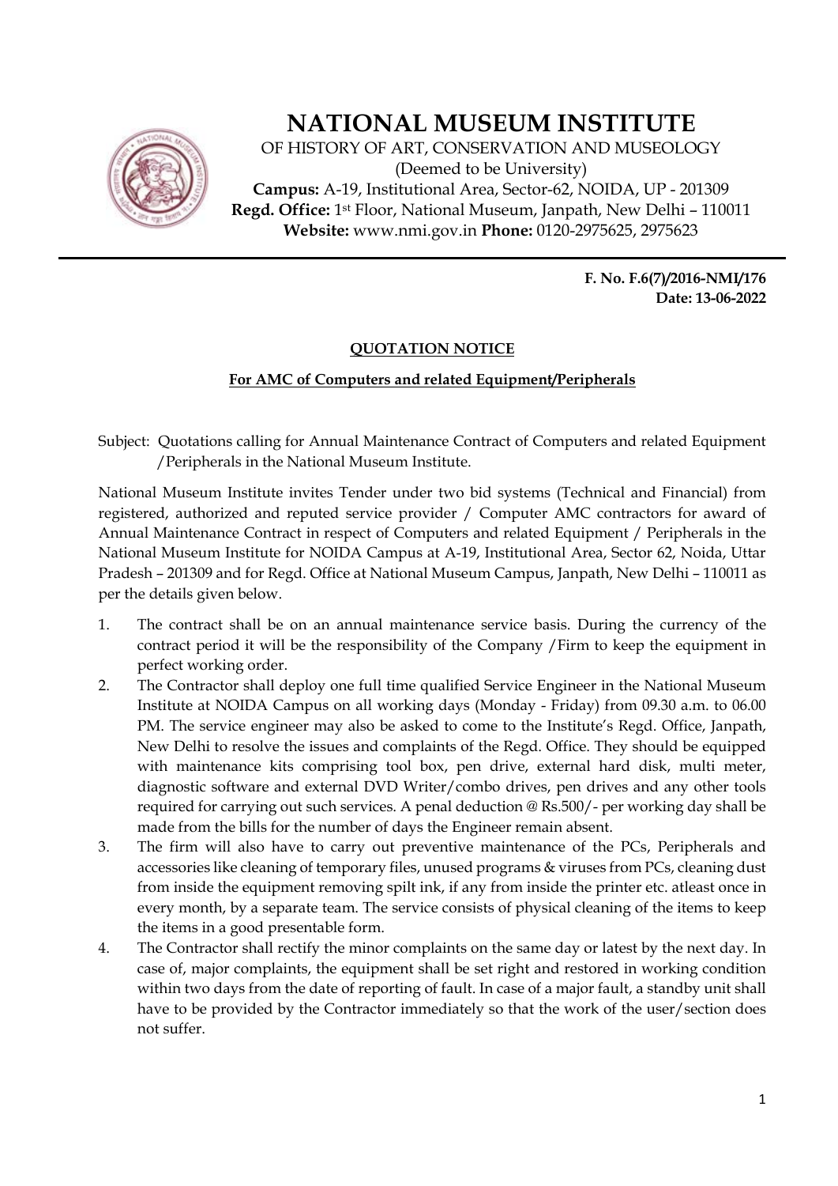# NATIONAL MUSEUM INSTITUTE

OF HISTORY OF ART, CONSERVATION AND MUSEOLOGY
(Deemed to be University)
**Campus:** A-19, Institutional Area, Sector-62, NOIDA, UP - 201309
**Regd. Office:** 1st Floor, National Museum, Janpath, New Delhi – 110011
**Website:** www.nmi.gov.in **Phone:** 0120-2975625, 2975623

---

**F. No. F.6(7)/2016-NMI/176**
**Date: 13-06-2022**

## QUOTATION NOTICE

### For AMC of Computers and related Equipment/Peripherals

Subject: Quotations calling for Annual Maintenance Contract of Computers and related Equipment /Peripherals in the National Museum Institute.

National Museum Institute invites Tender under two bid systems (Technical and Financial) from registered, authorized and reputed service provider / Computer AMC contractors for award of Annual Maintenance Contract in respect of Computers and related Equipment / Peripherals in the National Museum Institute for NOIDA Campus at A-19, Institutional Area, Sector 62, Noida, Uttar Pradesh – 201309 and for Regd. Office at National Museum Campus, Janpath, New Delhi – 110011 as per the details given below.

1. The contract shall be on an annual maintenance service basis. During the currency of the contract period it will be the responsibility of the Company /Firm to keep the equipment in perfect working order.
2. The Contractor shall deploy one full time qualified Service Engineer in the National Museum Institute at NOIDA Campus on all working days (Monday - Friday) from 09.30 a.m. to 06.00 PM. The service engineer may also be asked to come to the Institute's Regd. Office, Janpath, New Delhi to resolve the issues and complaints of the Regd. Office. They should be equipped with maintenance kits comprising tool box, pen drive, external hard disk, multi meter, diagnostic software and external DVD Writer/combo drives, pen drives and any other tools required for carrying out such services. A penal deduction @ Rs.500/- per working day shall be made from the bills for the number of days the Engineer remain absent.
3. The firm will also have to carry out preventive maintenance of the PCs, Peripherals and accessories like cleaning of temporary files, unused programs & viruses from PCs, cleaning dust from inside the equipment removing spilt ink, if any from inside the printer etc. atleast once in every month, by a separate team. The service consists of physical cleaning of the items to keep the items in a good presentable form.
4. The Contractor shall rectify the minor complaints on the same day or latest by the next day. In case of, major complaints, the equipment shall be set right and restored in working condition within two days from the date of reporting of fault. In case of a major fault, a standby unit shall have to be provided by the Contractor immediately so that the work of the user/section does not suffer.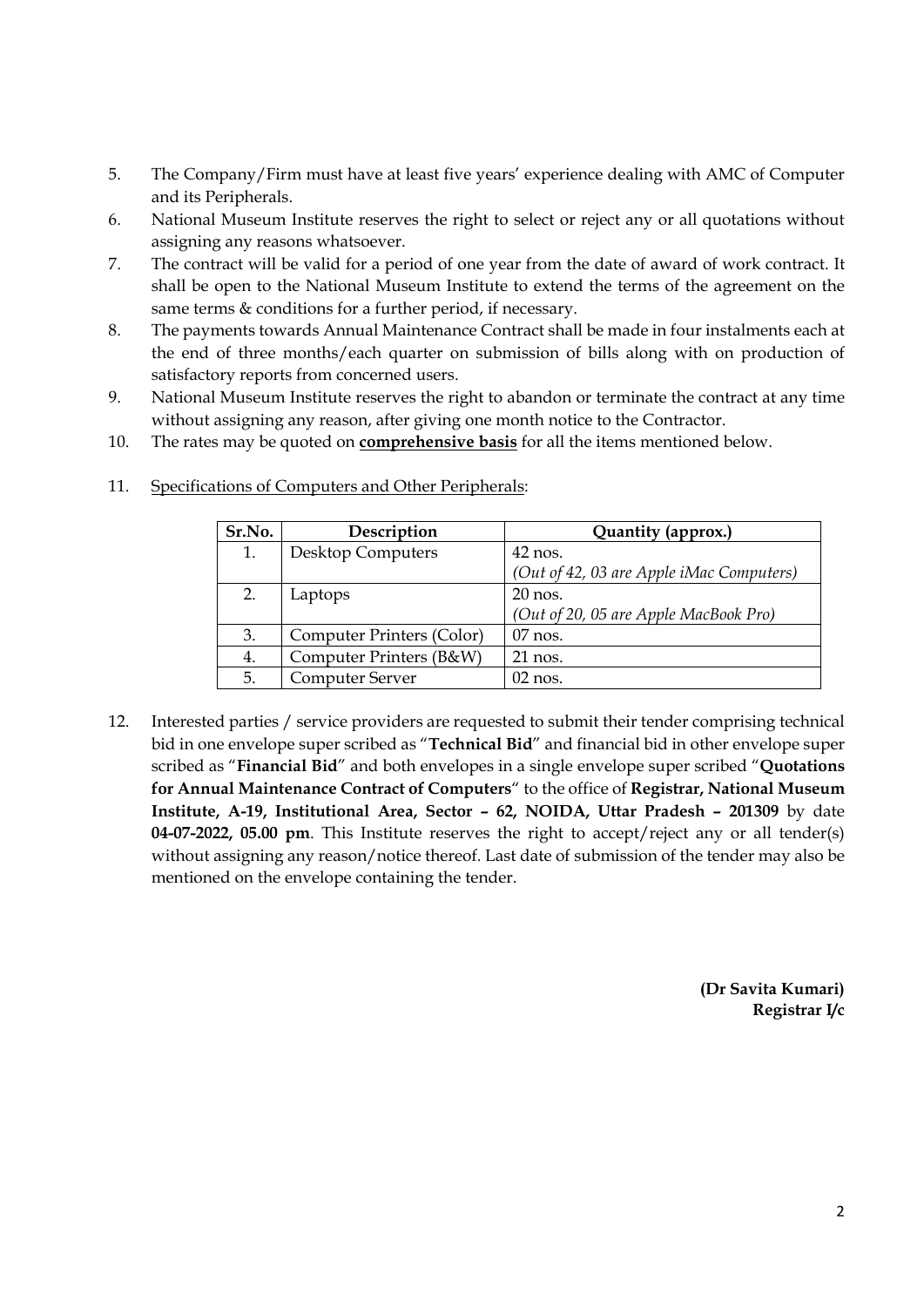5. The Company/Firm must have at least five years' experience dealing with AMC of Computer and its Peripherals.
6. National Museum Institute reserves the right to select or reject any or all quotations without assigning any reasons whatsoever.
7. The contract will be valid for a period of one year from the date of award of work contract. It shall be open to the National Museum Institute to extend the terms of the agreement on the same terms & conditions for a further period, if necessary.
8. The payments towards Annual Maintenance Contract shall be made in four instalments each at the end of three months/each quarter on submission of bills along with on production of satisfactory reports from concerned users.
9. National Museum Institute reserves the right to abandon or terminate the contract at any time without assigning any reason, after giving one month notice to the Contractor.
10. The rates may be quoted on **comprehensive basis** for all the items mentioned below.
11. Specifications of Computers and Other Peripherals:

| Sr.No. | Description | Quantity (approx.) |
|---|---|---|
| 1. | Desktop Computers | 42 nos.<br>*(Out of 42, 03 are Apple iMac Computers)* |
| 2. | Laptops | 20 nos.<br>*(Out of 20, 05 are Apple MacBook Pro)* |
| 3. | Computer Printers (Color) | 07 nos. |
| 4. | Computer Printers (B&W) | 21 nos. |
| 5. | Computer Server | 02 nos. |

12. Interested parties / service providers are requested to submit their tender comprising technical bid in one envelope super scribed as "**Technical Bid**" and financial bid in other envelope super scribed as "**Financial Bid**" and both envelopes in a single envelope super scribed "**Quotations for Annual Maintenance Contract of Computers**" to the office of **Registrar, National Museum Institute, A-19, Institutional Area, Sector – 62, NOIDA, Uttar Pradesh – 201309** by date **04-07-2022, 05.00 pm**. This Institute reserves the right to accept/reject any or all tender(s) without assigning any reason/notice thereof. Last date of submission of the tender may also be mentioned on the envelope containing the tender.

**(Dr Savita Kumari)**
**Registrar I/c**